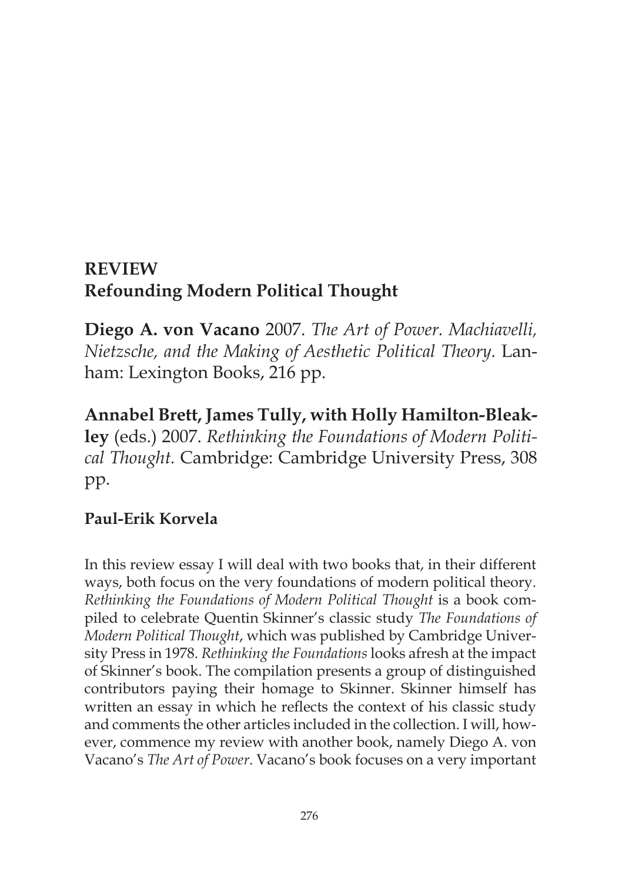# REVIEW
## Refounding Modern Political Thought

**Diego A. von Vacano** 2007. *The Art of Power. Machiavelli, Nietzsche, and the Making of Aesthetic Political Theory.* Lanham: Lexington Books, 216 pp.

**Annabel Brett, James Tully, with Holly Hamilton-Bleakley** (eds.) 2007. *Rethinking the Foundations of Modern Political Thought.* Cambridge: Cambridge University Press, 308 pp.

**Paul-Erik Korvela**

In this review essay I will deal with two books that, in their different ways, both focus on the very foundations of modern political theory. *Rethinking the Foundations of Modern Political Thought* is a book compiled to celebrate Quentin Skinner's classic study *The Foundations of Modern Political Thought*, which was published by Cambridge University Press in 1978. *Rethinking the Foundations* looks afresh at the impact of Skinner's book. The compilation presents a group of distinguished contributors paying their homage to Skinner. Skinner himself has written an essay in which he reflects the context of his classic study and comments the other articles included in the collection. I will, however, commence my review with another book, namely Diego A. von Vacano's *The Art of Power*. Vacano's book focuses on a very important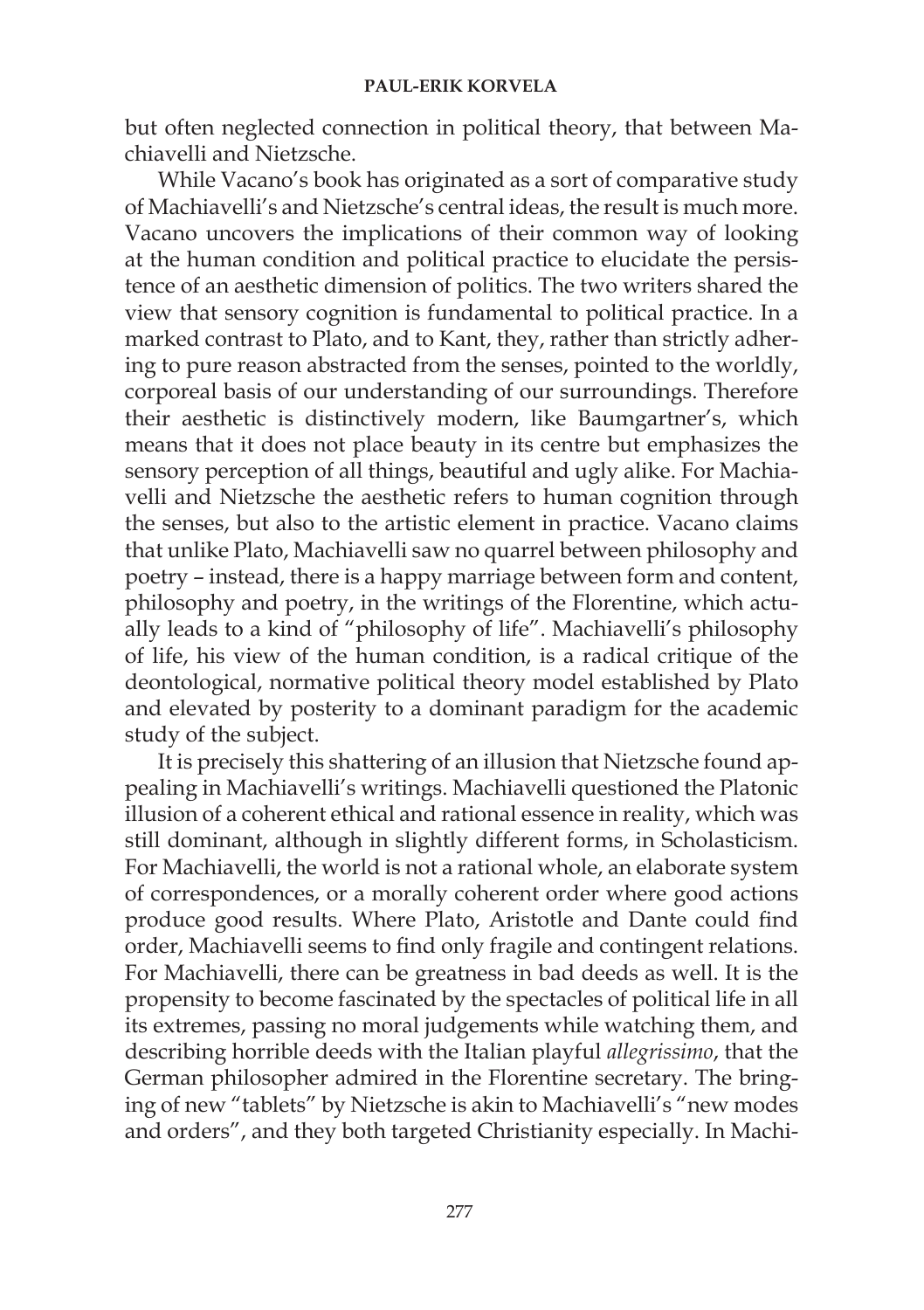but often neglected connection in political theory, that between Machiavelli and Nietzsche.

While Vacano's book has originated as a sort of comparative study of Machiavelli's and Nietzsche's central ideas, the result is much more. Vacano uncovers the implications of their common way of looking at the human condition and political practice to elucidate the persistence of an aesthetic dimension of politics. The two writers shared the view that sensory cognition is fundamental to political practice. In a marked contrast to Plato, and to Kant, they, rather than strictly adhering to pure reason abstracted from the senses, pointed to the worldly, corporeal basis of our understanding of our surroundings. Therefore their aesthetic is distinctively modern, like Baumgartner's, which means that it does not place beauty in its centre but emphasizes the sensory perception of all things, beautiful and ugly alike. For Machiavelli and Nietzsche the aesthetic refers to human cognition through the senses, but also to the artistic element in practice. Vacano claims that unlike Plato, Machiavelli saw no quarrel between philosophy and poetry – instead, there is a happy marriage between form and content, philosophy and poetry, in the writings of the Florentine, which actually leads to a kind of "philosophy of life". Machiavelli's philosophy of life, his view of the human condition, is a radical critique of the deontological, normative political theory model established by Plato and elevated by posterity to a dominant paradigm for the academic study of the subject.

It is precisely this shattering of an illusion that Nietzsche found appealing in Machiavelli's writings. Machiavelli questioned the Platonic illusion of a coherent ethical and rational essence in reality, which was still dominant, although in slightly different forms, in Scholasticism. For Machiavelli, the world is not a rational whole, an elaborate system of correspondences, or a morally coherent order where good actions produce good results. Where Plato, Aristotle and Dante could find order, Machiavelli seems to find only fragile and contingent relations. For Machiavelli, there can be greatness in bad deeds as well. It is the propensity to become fascinated by the spectacles of political life in all its extremes, passing no moral judgements while watching them, and describing horrible deeds with the Italian playful *allegrissimo*, that the German philosopher admired in the Florentine secretary. The bringing of new "tablets" by Nietzsche is akin to Machiavelli's "new modes and orders", and they both targeted Christianity especially. In Machi-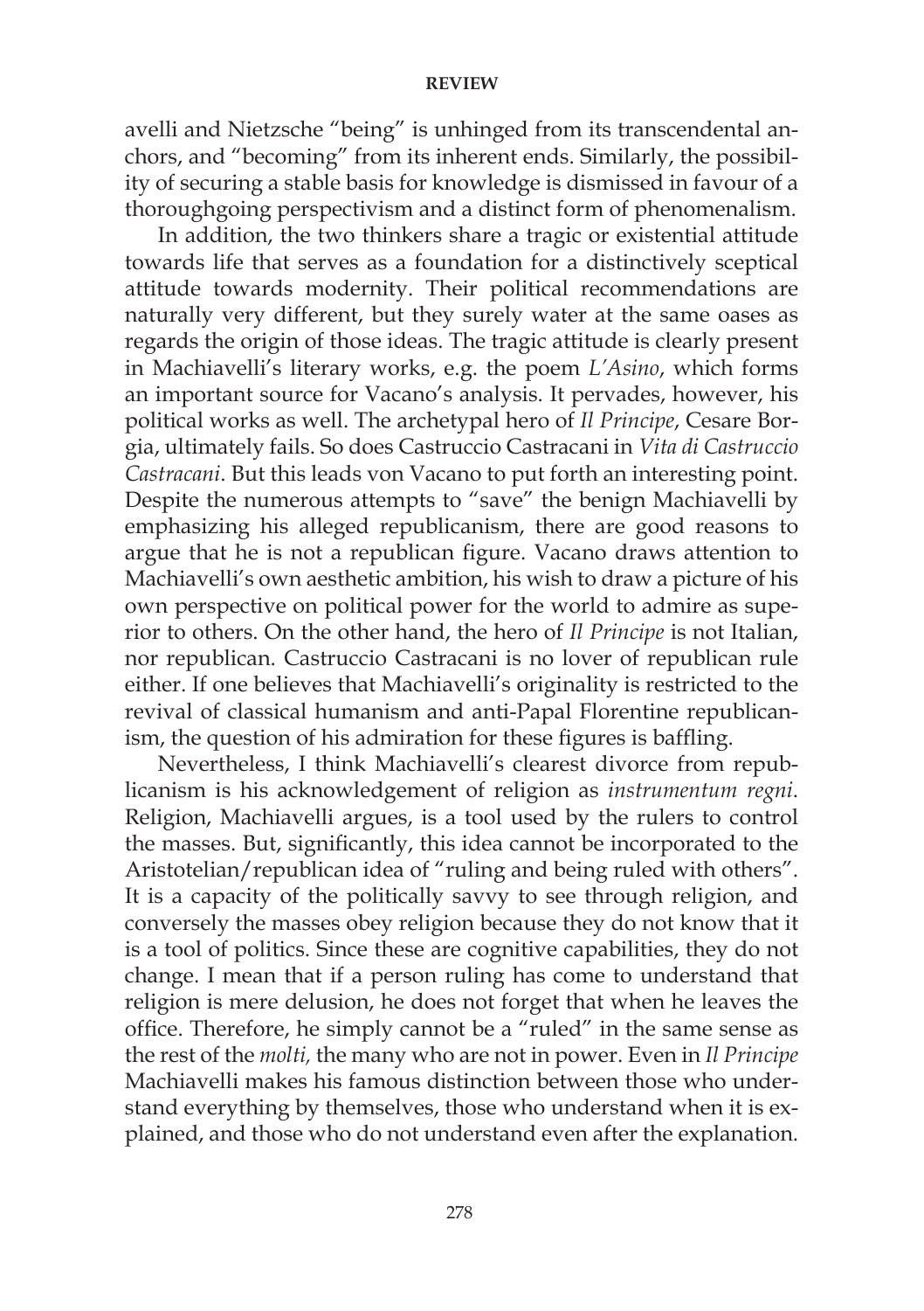avelli and Nietzsche "being" is unhinged from its transcendental anchors, and "becoming" from its inherent ends. Similarly, the possibility of securing a stable basis for knowledge is dismissed in favour of a thoroughgoing perspectivism and a distinct form of phenomenalism.

In addition, the two thinkers share a tragic or existential attitude towards life that serves as a foundation for a distinctively sceptical attitude towards modernity. Their political recommendations are naturally very different, but they surely water at the same oases as regards the origin of those ideas. The tragic attitude is clearly present in Machiavelli's literary works, e.g. the poem *L'Asino*, which forms an important source for Vacano's analysis. It pervades, however, his political works as well. The archetypal hero of *Il Principe*, Cesare Borgia, ultimately fails. So does Castruccio Castracani in *Vita di Castruccio Castracani*. But this leads von Vacano to put forth an interesting point. Despite the numerous attempts to "save" the benign Machiavelli by emphasizing his alleged republicanism, there are good reasons to argue that he is not a republican figure. Vacano draws attention to Machiavelli's own aesthetic ambition, his wish to draw a picture of his own perspective on political power for the world to admire as superior to others. On the other hand, the hero of *Il Principe* is not Italian, nor republican. Castruccio Castracani is no lover of republican rule either. If one believes that Machiavelli's originality is restricted to the revival of classical humanism and anti-Papal Florentine republicanism, the question of his admiration for these figures is baffling.

Nevertheless, I think Machiavelli's clearest divorce from republicanism is his acknowledgement of religion as *instrumentum regni*. Religion, Machiavelli argues, is a tool used by the rulers to control the masses. But, significantly, this idea cannot be incorporated to the Aristotelian/republican idea of "ruling and being ruled with others". It is a capacity of the politically savvy to see through religion, and conversely the masses obey religion because they do not know that it is a tool of politics. Since these are cognitive capabilities, they do not change. I mean that if a person ruling has come to understand that religion is mere delusion, he does not forget that when he leaves the office. Therefore, he simply cannot be a "ruled" in the same sense as the rest of the *molti,* the many who are not in power. Even in *Il Principe* Machiavelli makes his famous distinction between those who understand everything by themselves, those who understand when it is explained, and those who do not understand even after the explanation.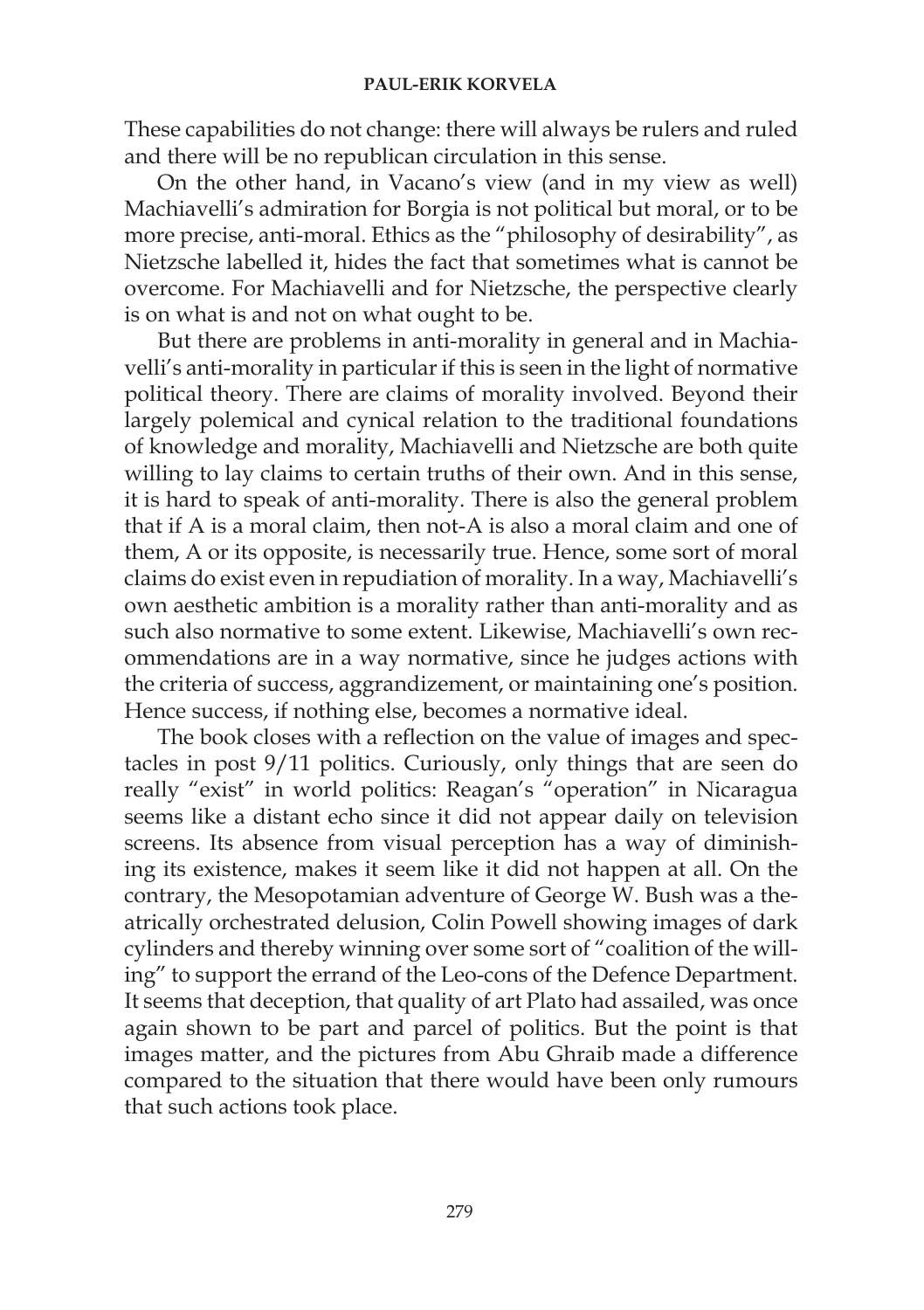These capabilities do not change: there will always be rulers and ruled and there will be no republican circulation in this sense.

On the other hand, in Vacano's view (and in my view as well) Machiavelli's admiration for Borgia is not political but moral, or to be more precise, anti-moral. Ethics as the "philosophy of desirability", as Nietzsche labelled it, hides the fact that sometimes what is cannot be overcome. For Machiavelli and for Nietzsche, the perspective clearly is on what is and not on what ought to be.

But there are problems in anti-morality in general and in Machiavelli's anti-morality in particular if this is seen in the light of normative political theory. There are claims of morality involved. Beyond their largely polemical and cynical relation to the traditional foundations of knowledge and morality, Machiavelli and Nietzsche are both quite willing to lay claims to certain truths of their own. And in this sense, it is hard to speak of anti-morality. There is also the general problem that if A is a moral claim, then not-A is also a moral claim and one of them, A or its opposite, is necessarily true. Hence, some sort of moral claims do exist even in repudiation of morality. In a way, Machiavelli's own aesthetic ambition is a morality rather than anti-morality and as such also normative to some extent. Likewise, Machiavelli's own recommendations are in a way normative, since he judges actions with the criteria of success, aggrandizement, or maintaining one's position. Hence success, if nothing else, becomes a normative ideal.

The book closes with a reflection on the value of images and spectacles in post 9/11 politics. Curiously, only things that are seen do really "exist" in world politics: Reagan's "operation" in Nicaragua seems like a distant echo since it did not appear daily on television screens. Its absence from visual perception has a way of diminishing its existence, makes it seem like it did not happen at all. On the contrary, the Mesopotamian adventure of George W. Bush was a theatrically orchestrated delusion, Colin Powell showing images of dark cylinders and thereby winning over some sort of "coalition of the willing" to support the errand of the Leo-cons of the Defence Department. It seems that deception, that quality of art Plato had assailed, was once again shown to be part and parcel of politics. But the point is that images matter, and the pictures from Abu Ghraib made a difference compared to the situation that there would have been only rumours that such actions took place.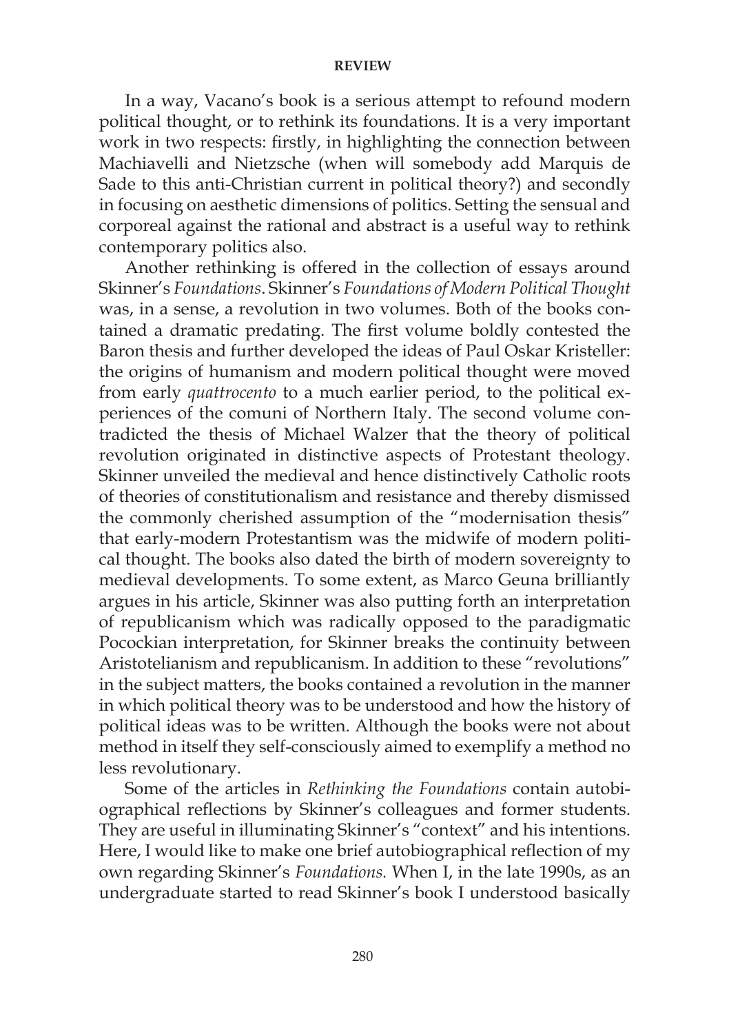In a way, Vacano's book is a serious attempt to refound modern political thought, or to rethink its foundations. It is a very important work in two respects: firstly, in highlighting the connection between Machiavelli and Nietzsche (when will somebody add Marquis de Sade to this anti-Christian current in political theory?) and secondly in focusing on aesthetic dimensions of politics. Setting the sensual and corporeal against the rational and abstract is a useful way to rethink contemporary politics also.

Another rethinking is offered in the collection of essays around Skinner's *Foundations*. Skinner's *Foundations of Modern Political Thought* was, in a sense, a revolution in two volumes. Both of the books contained a dramatic predating. The first volume boldly contested the Baron thesis and further developed the ideas of Paul Oskar Kristeller: the origins of humanism and modern political thought were moved from early *quattrocento* to a much earlier period, to the political experiences of the comuni of Northern Italy. The second volume contradicted the thesis of Michael Walzer that the theory of political revolution originated in distinctive aspects of Protestant theology. Skinner unveiled the medieval and hence distinctively Catholic roots of theories of constitutionalism and resistance and thereby dismissed the commonly cherished assumption of the "modernisation thesis" that early-modern Protestantism was the midwife of modern political thought. The books also dated the birth of modern sovereignty to medieval developments. To some extent, as Marco Geuna brilliantly argues in his article, Skinner was also putting forth an interpretation of republicanism which was radically opposed to the paradigmatic Pocockian interpretation, for Skinner breaks the continuity between Aristotelianism and republicanism. In addition to these "revolutions" in the subject matters, the books contained a revolution in the manner in which political theory was to be understood and how the history of political ideas was to be written. Although the books were not about method in itself they self-consciously aimed to exemplify a method no less revolutionary.

Some of the articles in *Rethinking the Foundations* contain autobiographical reflections by Skinner's colleagues and former students. They are useful in illuminating Skinner's "context" and his intentions. Here, I would like to make one brief autobiographical reflection of my own regarding Skinner's *Foundations.* When I, in the late 1990s, as an undergraduate started to read Skinner's book I understood basically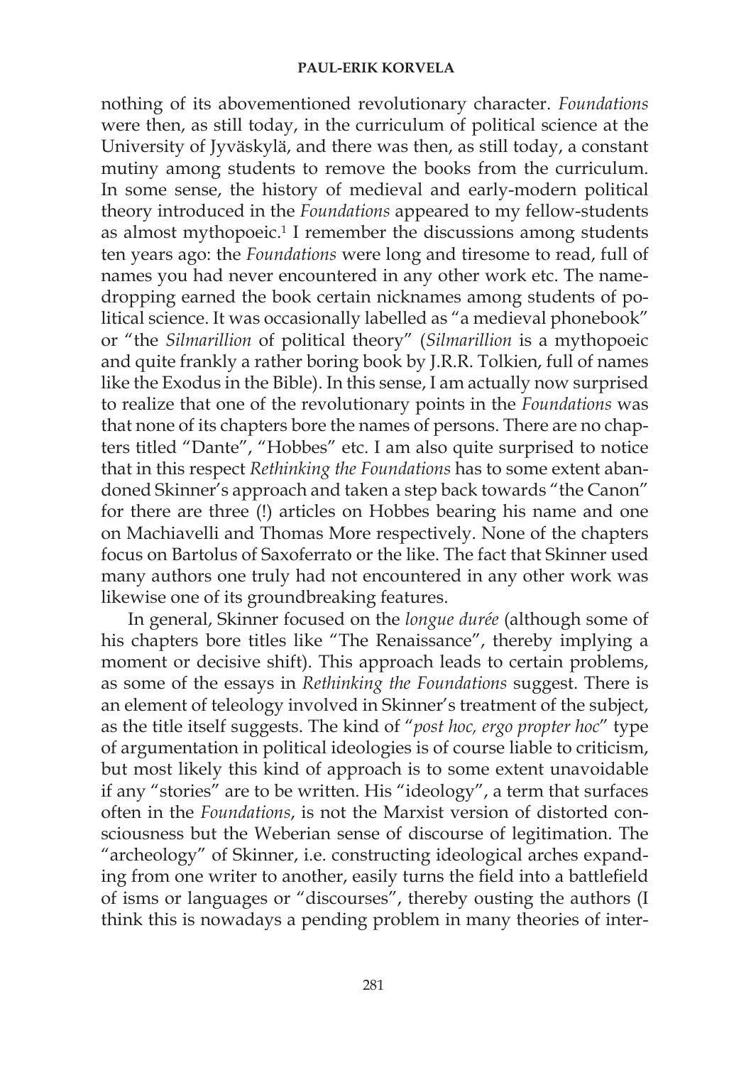nothing of its abovementioned revolutionary character. *Foundations* were then, as still today, in the curriculum of political science at the University of Jyväskylä, and there was then, as still today, a constant mutiny among students to remove the books from the curriculum. In some sense, the history of medieval and early-modern political theory introduced in the *Foundations* appeared to my fellow-students as almost mythopoeic.[1] I remember the discussions among students ten years ago: the *Foundations* were long and tiresome to read, full of names you had never encountered in any other work etc. The name-dropping earned the book certain nicknames among students of political science. It was occasionally labelled as "a medieval phonebook" or "the *Silmarillion* of political theory" (*Silmarillion* is a mythopoeic and quite frankly a rather boring book by J.R.R. Tolkien, full of names like the Exodus in the Bible). In this sense, I am actually now surprised to realize that one of the revolutionary points in the *Foundations* was that none of its chapters bore the names of persons. There are no chapters titled "Dante", "Hobbes" etc. I am also quite surprised to notice that in this respect *Rethinking the Foundations* has to some extent abandoned Skinner's approach and taken a step back towards "the Canon" for there are three (!) articles on Hobbes bearing his name and one on Machiavelli and Thomas More respectively. None of the chapters focus on Bartolus of Saxoferrato or the like. The fact that Skinner used many authors one truly had not encountered in any other work was likewise one of its groundbreaking features.

In general, Skinner focused on the *longue durée* (although some of his chapters bore titles like "The Renaissance", thereby implying a moment or decisive shift). This approach leads to certain problems, as some of the essays in *Rethinking the Foundations* suggest. There is an element of teleology involved in Skinner's treatment of the subject, as the title itself suggests. The kind of "*post hoc, ergo propter hoc*" type of argumentation in political ideologies is of course liable to criticism, but most likely this kind of approach is to some extent unavoidable if any "stories" are to be written. His "ideology", a term that surfaces often in the *Foundations*, is not the Marxist version of distorted consciousness but the Weberian sense of discourse of legitimation. The "archeology" of Skinner, i.e. constructing ideological arches expanding from one writer to another, easily turns the field into a battlefield of isms or languages or "discourses", thereby ousting the authors (I think this is nowadays a pending problem in many theories of inter-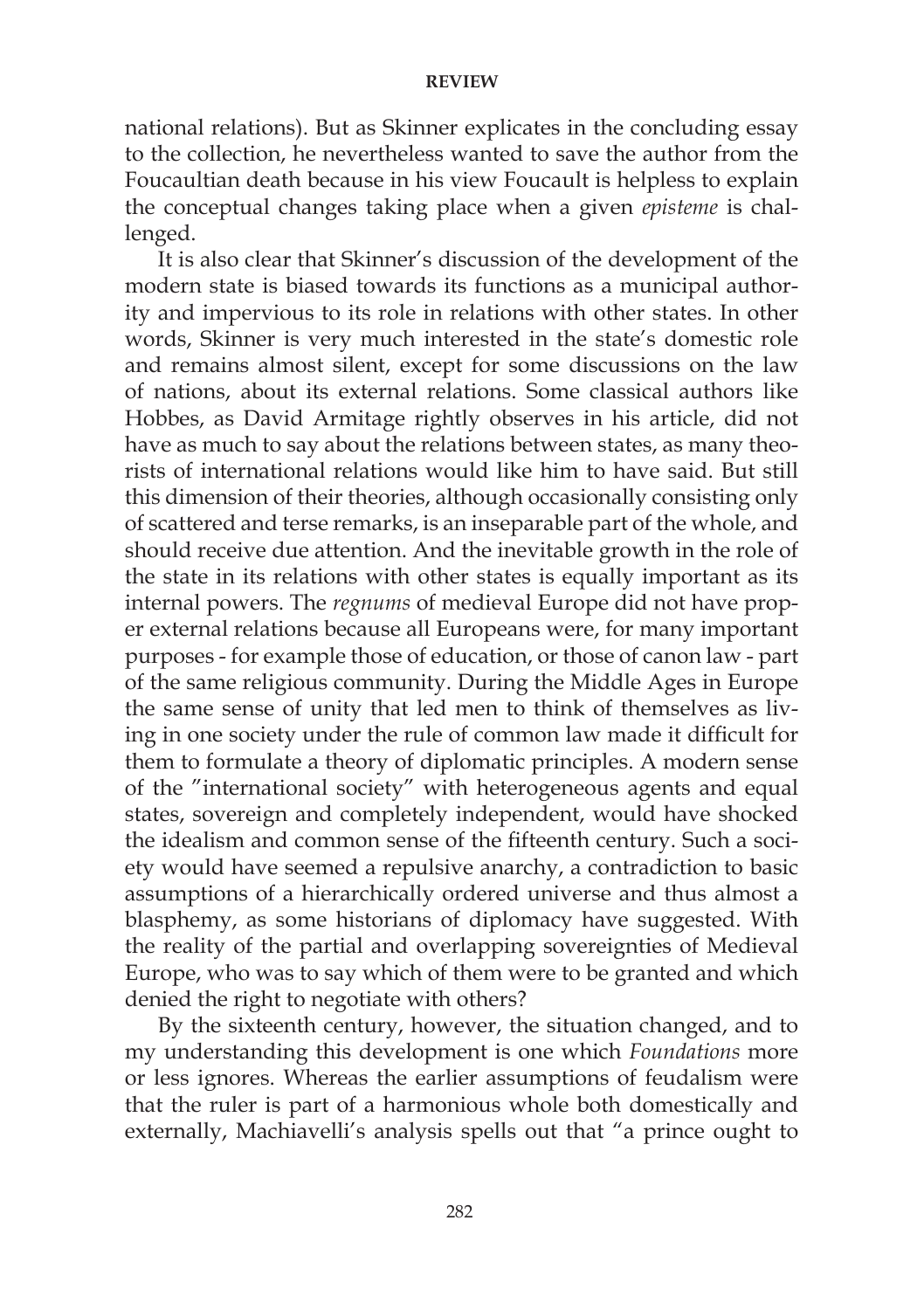national relations). But as Skinner explicates in the concluding essay to the collection, he nevertheless wanted to save the author from the Foucaultian death because in his view Foucault is helpless to explain the conceptual changes taking place when a given *episteme* is challenged.

It is also clear that Skinner's discussion of the development of the modern state is biased towards its functions as a municipal authority and impervious to its role in relations with other states. In other words, Skinner is very much interested in the state's domestic role and remains almost silent, except for some discussions on the law of nations, about its external relations. Some classical authors like Hobbes, as David Armitage rightly observes in his article, did not have as much to say about the relations between states, as many theorists of international relations would like him to have said. But still this dimension of their theories, although occasionally consisting only of scattered and terse remarks, is an inseparable part of the whole, and should receive due attention. And the inevitable growth in the role of the state in its relations with other states is equally important as its internal powers. The *regnums* of medieval Europe did not have proper external relations because all Europeans were, for many important purposes - for example those of education, or those of canon law - part of the same religious community. During the Middle Ages in Europe the same sense of unity that led men to think of themselves as living in one society under the rule of common law made it difficult for them to formulate a theory of diplomatic principles. A modern sense of the "international society" with heterogeneous agents and equal states, sovereign and completely independent, would have shocked the idealism and common sense of the fifteenth century. Such a society would have seemed a repulsive anarchy, a contradiction to basic assumptions of a hierarchically ordered universe and thus almost a blasphemy, as some historians of diplomacy have suggested. With the reality of the partial and overlapping sovereignties of Medieval Europe, who was to say which of them were to be granted and which denied the right to negotiate with others?

By the sixteenth century, however, the situation changed, and to my understanding this development is one which *Foundations* more or less ignores. Whereas the earlier assumptions of feudalism were that the ruler is part of a harmonious whole both domestically and externally, Machiavelli's analysis spells out that "a prince ought to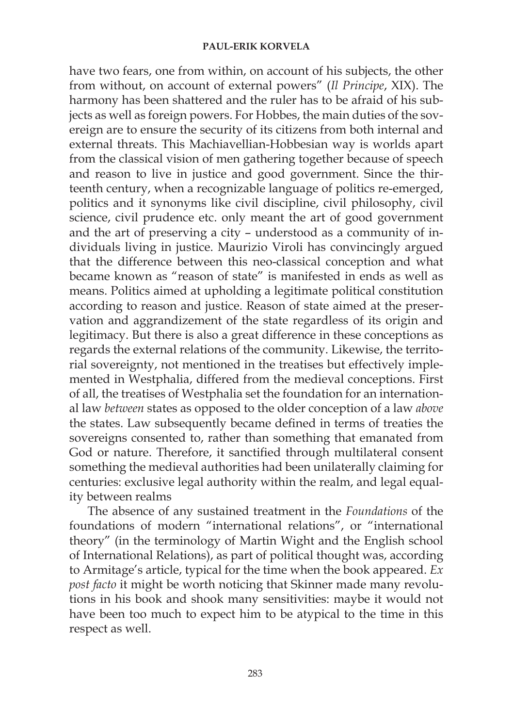have two fears, one from within, on account of his subjects, the other from without, on account of external powers" (*Il Principe*, XIX). The harmony has been shattered and the ruler has to be afraid of his subjects as well as foreign powers. For Hobbes, the main duties of the sovereign are to ensure the security of its citizens from both internal and external threats. This Machiavellian-Hobbesian way is worlds apart from the classical vision of men gathering together because of speech and reason to live in justice and good government. Since the thirteenth century, when a recognizable language of politics re-emerged, politics and it synonyms like civil discipline, civil philosophy, civil science, civil prudence etc. only meant the art of good government and the art of preserving a city – understood as a community of individuals living in justice. Maurizio Viroli has convincingly argued that the difference between this neo-classical conception and what became known as "reason of state" is manifested in ends as well as means. Politics aimed at upholding a legitimate political constitution according to reason and justice. Reason of state aimed at the preservation and aggrandizement of the state regardless of its origin and legitimacy. But there is also a great difference in these conceptions as regards the external relations of the community. Likewise, the territorial sovereignty, not mentioned in the treatises but effectively implemented in Westphalia, differed from the medieval conceptions. First of all, the treatises of Westphalia set the foundation for an international law *between* states as opposed to the older conception of a law *above* the states. Law subsequently became defined in terms of treaties the sovereigns consented to, rather than something that emanated from God or nature. Therefore, it sanctified through multilateral consent something the medieval authorities had been unilaterally claiming for centuries: exclusive legal authority within the realm, and legal equality between realms

The absence of any sustained treatment in the *Foundations* of the foundations of modern "international relations", or "international theory" (in the terminology of Martin Wight and the English school of International Relations), as part of political thought was, according to Armitage's article, typical for the time when the book appeared. *Ex post facto* it might be worth noticing that Skinner made many revolutions in his book and shook many sensitivities: maybe it would not have been too much to expect him to be atypical to the time in this respect as well.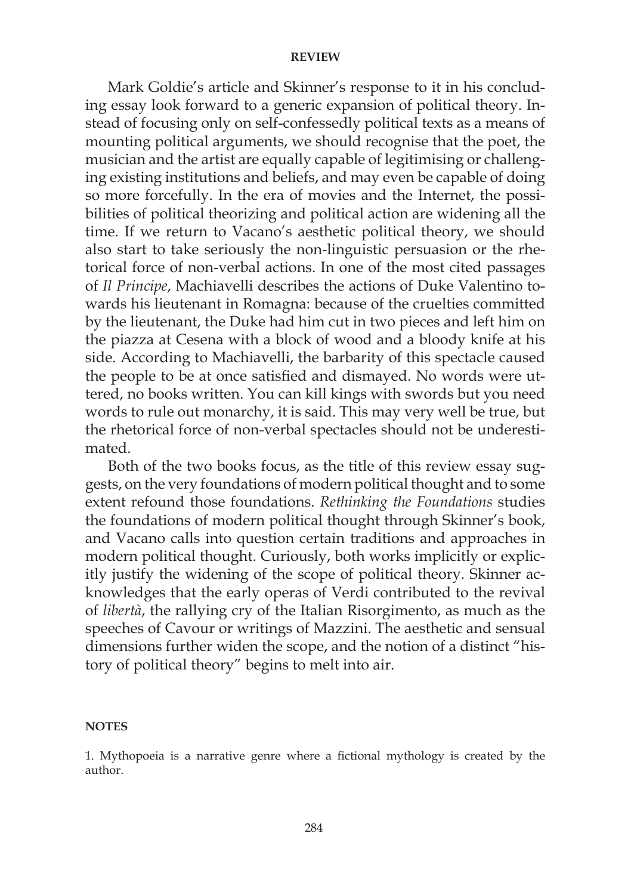Mark Goldie's article and Skinner's response to it in his concluding essay look forward to a generic expansion of political theory. Instead of focusing only on self-confessedly political texts as a means of mounting political arguments, we should recognise that the poet, the musician and the artist are equally capable of legitimising or challenging existing institutions and beliefs, and may even be capable of doing so more forcefully. In the era of movies and the Internet, the possibilities of political theorizing and political action are widening all the time. If we return to Vacano's aesthetic political theory, we should also start to take seriously the non-linguistic persuasion or the rhetorical force of non-verbal actions. In one of the most cited passages of *Il Principe*, Machiavelli describes the actions of Duke Valentino towards his lieutenant in Romagna: because of the cruelties committed by the lieutenant, the Duke had him cut in two pieces and left him on the piazza at Cesena with a block of wood and a bloody knife at his side. According to Machiavelli, the barbarity of this spectacle caused the people to be at once satisfied and dismayed. No words were uttered, no books written. You can kill kings with swords but you need words to rule out monarchy, it is said. This may very well be true, but the rhetorical force of non-verbal spectacles should not be underestimated.

Both of the two books focus, as the title of this review essay suggests, on the very foundations of modern political thought and to some extent refound those foundations. *Rethinking the Foundations* studies the foundations of modern political thought through Skinner's book, and Vacano calls into question certain traditions and approaches in modern political thought. Curiously, both works implicitly or explicitly justify the widening of the scope of political theory. Skinner acknowledges that the early operas of Verdi contributed to the revival of *libertà*, the rallying cry of the Italian Risorgimento, as much as the speeches of Cavour or writings of Mazzini. The aesthetic and sensual dimensions further widen the scope, and the notion of a distinct "history of political theory" begins to melt into air.

## NOTES

1. Mythopoeia is a narrative genre where a fictional mythology is created by the author.